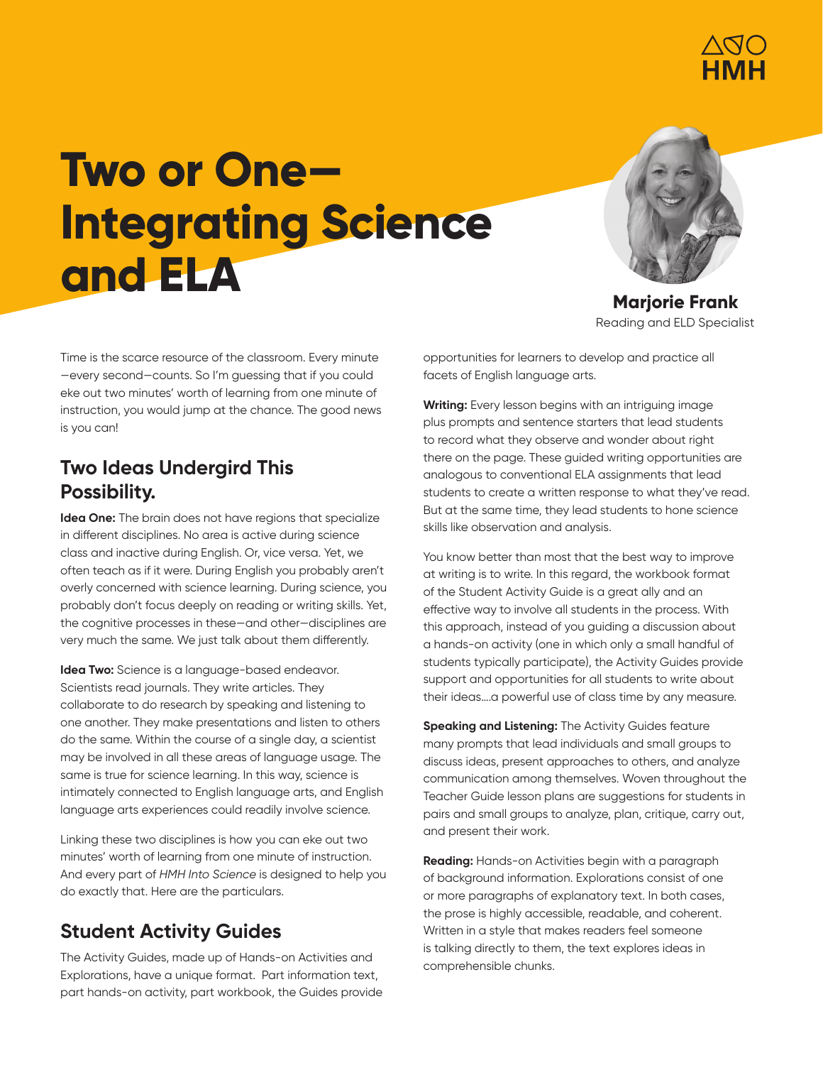# Two or One—Integrating Science and ELA

**Marjorie Frank**
Reading and ELD Specialist

Time is the scarce resource of the classroom. Every minute—every second—counts. So I'm guessing that if you could eke out two minutes' worth of learning from one minute of instruction, you would jump at the chance. The good news is you can!

## Two Ideas Undergird This Possibility.

**Idea One:** The brain does not have regions that specialize in different disciplines. No area is active during science class and inactive during English. Or, vice versa. Yet, we often teach as if it were. During English you probably aren't overly concerned with science learning. During science, you probably don't focus deeply on reading or writing skills. Yet, the cognitive processes in these—and other—disciplines are very much the same. We just talk about them differently.

**Idea Two:** Science is a language-based endeavor. Scientists read journals. They write articles. They collaborate to do research by speaking and listening to one another. They make presentations and listen to others do the same. Within the course of a single day, a scientist may be involved in all these areas of language usage. The same is true for science learning. In this way, science is intimately connected to English language arts, and English language arts experiences could readily involve science.

Linking these two disciplines is how you can eke out two minutes' worth of learning from one minute of instruction. And every part of *HMH Into Science* is designed to help you do exactly that. Here are the particulars.

## Student Activity Guides

The Activity Guides, made up of Hands-on Activities and Explorations, have a unique format. Part information text, part hands-on activity, part workbook, the Guides provide opportunities for learners to develop and practice all facets of English language arts.

**Writing:** Every lesson begins with an intriguing image plus prompts and sentence starters that lead students to record what they observe and wonder about right there on the page. These guided writing opportunities are analogous to conventional ELA assignments that lead students to create a written response to what they've read. But at the same time, they lead students to hone science skills like observation and analysis.

You know better than most that the best way to improve at writing is to write. In this regard, the workbook format of the Student Activity Guide is a great ally and an effective way to involve all students in the process. With this approach, instead of you guiding a discussion about a hands-on activity (one in which only a small handful of students typically participate), the Activity Guides provide support and opportunities for all students to write about their ideas....a powerful use of class time by any measure.

**Speaking and Listening:** The Activity Guides feature many prompts that lead individuals and small groups to discuss ideas, present approaches to others, and analyze communication among themselves. Woven throughout the Teacher Guide lesson plans are suggestions for students in pairs and small groups to analyze, plan, critique, carry out, and present their work.

**Reading:** Hands-on Activities begin with a paragraph of background information. Explorations consist of one or more paragraphs of explanatory text. In both cases, the prose is highly accessible, readable, and coherent. Written in a style that makes readers feel someone is talking directly to them, the text explores ideas in comprehensible chunks.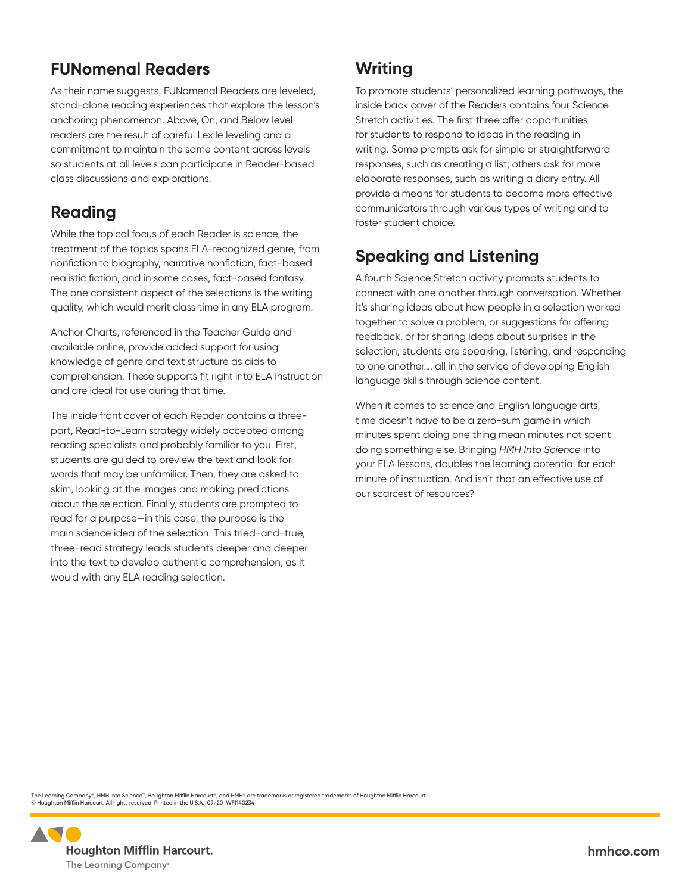## FUNomenal Readers

As their name suggests, FUNomenal Readers are leveled, stand-alone reading experiences that explore the lesson's anchoring phenomenon. Above, On, and Below level readers are the result of careful Lexile leveling and a commitment to maintain the same content across levels so students at all levels can participate in Reader-based class discussions and explorations.

## Reading

While the topical focus of each Reader is science, the treatment of the topics spans ELA-recognized genre, from nonfiction to biography, narrative nonfiction, fact-based realistic fiction, and in some cases, fact-based fantasy. The one consistent aspect of the selections is the writing quality, which would merit class time in any ELA program.

Anchor Charts, referenced in the Teacher Guide and available online, provide added support for using knowledge of genre and text structure as aids to comprehension. These supports fit right into ELA instruction and are ideal for use during that time.

The inside front cover of each Reader contains a three-part, Read-to-Learn strategy widely accepted among reading specialists and probably familiar to you. First, students are guided to preview the text and look for words that may be unfamiliar. Then, they are asked to skim, looking at the images and making predictions about the selection. Finally, students are prompted to read for a purpose—in this case, the purpose is the main science idea of the selection. This tried-and-true, three-read strategy leads students deeper and deeper into the text to develop authentic comprehension, as it would with any ELA reading selection.

## Writing

To promote students' personalized learning pathways, the inside back cover of the Readers contains four Science Stretch activities. The first three offer opportunities for students to respond to ideas in the reading in writing. Some prompts ask for simple or straightforward responses, such as creating a list; others ask for more elaborate responses, such as writing a diary entry. All provide a means for students to become more effective communicators through various types of writing and to foster student choice.

## Speaking and Listening

A fourth Science Stretch activity prompts students to connect with one another through conversation. Whether it's sharing ideas about how people in a selection worked together to solve a problem, or suggestions for offering feedback, or for sharing ideas about surprises in the selection, students are speaking, listening, and responding to one another.... all in the service of developing English language skills through science content.

When it comes to science and English language arts, time doesn't have to be a zero-sum game in which minutes spent doing one thing mean minutes not spent doing something else. Bringing *HMH Into Science* into your ELA lessons, doubles the learning potential for each minute of instruction. And isn't that an effective use of our scarcest of resources?

The Learning Company®, HMH Into Science™, Houghton Mifflin Harcourt®, and HMH® are trademarks or registered trademarks of Houghton Mifflin Harcourt.
© Houghton Mifflin Harcourt. All rights reserved. Printed in the U.S.A. 09/20 WF1140234

Houghton Mifflin Harcourt.
The Learning Company®

hmhco.com